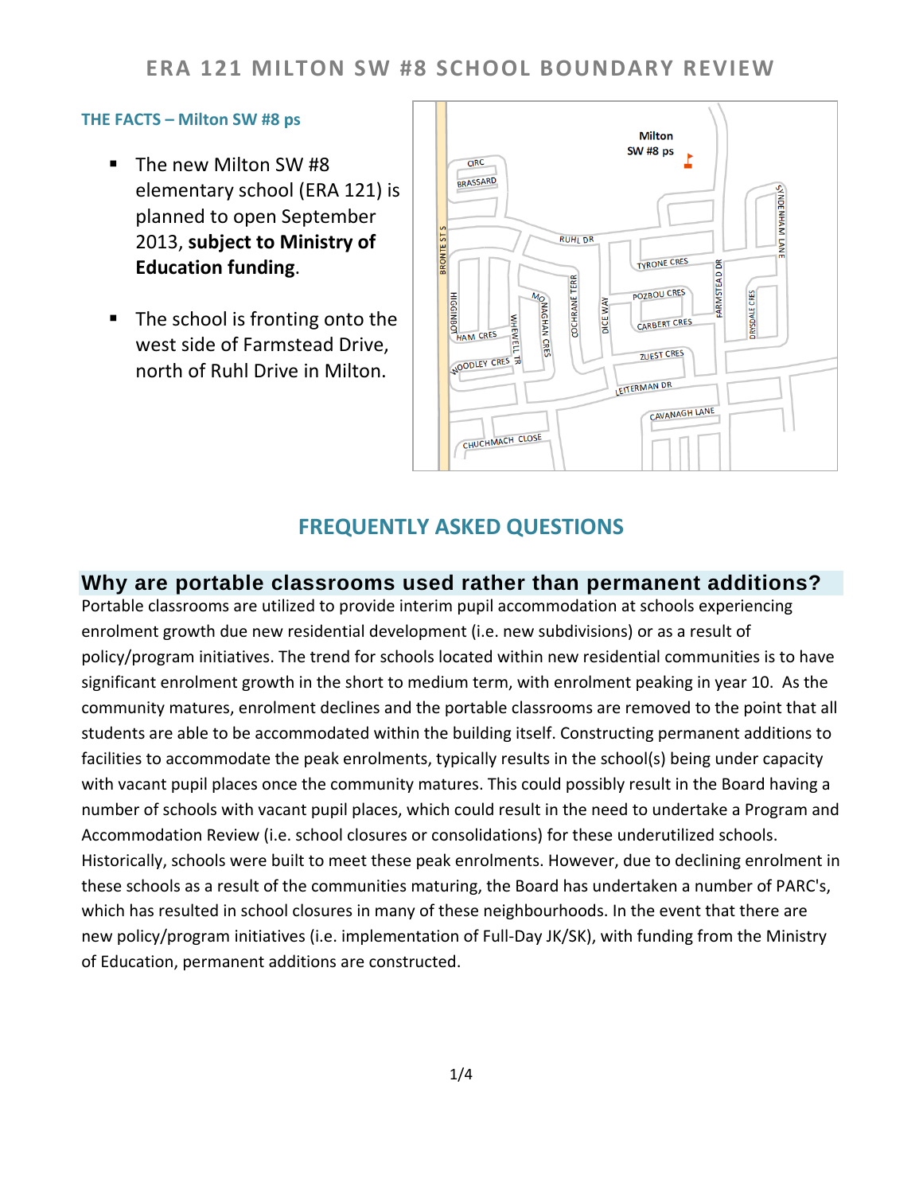# ERA 121 MILTON SW #8 SCHOOL BOUNDARY REVIEW

### THE FACTS – Milton SW #8 ps

- The new Milton SW #8 elementary school (ERA 121) is planned to open September 2013, **subject to Ministry of Education funding**.
- The school is fronting onto the west side of Farmstead Drive, north of Ruhl Drive in Milton.

## FREQUENTLY ASKED QUESTIONS

### Why are portable classrooms used rather than permanent additions?

Portable classrooms are utilized to provide interim pupil accommodation at schools experiencing enrolment growth due new residential development (i.e. new subdivisions) or as a result of policy/program initiatives. The trend for schools located within new residential communities is to have significant enrolment growth in the short to medium term, with enrolment peaking in year 10. As the community matures, enrolment declines and the portable classrooms are removed to the point that all students are able to be accommodated within the building itself. Constructing permanent additions to facilities to accommodate the peak enrolments, typically results in the school(s) being under capacity with vacant pupil places once the community matures. This could possibly result in the Board having a number of schools with vacant pupil places, which could result in the need to undertake a Program and Accommodation Review (i.e. school closures or consolidations) for these underutilized schools. Historically, schools were built to meet these peak enrolments. However, due to declining enrolment in these schools as a result of the communities maturing, the Board has undertaken a number of PARC's, which has resulted in school closures in many of these neighbourhoods. In the event that there are new policy/program initiatives (i.e. implementation of Full-Day JK/SK), with funding from the Ministry of Education, permanent additions are constructed.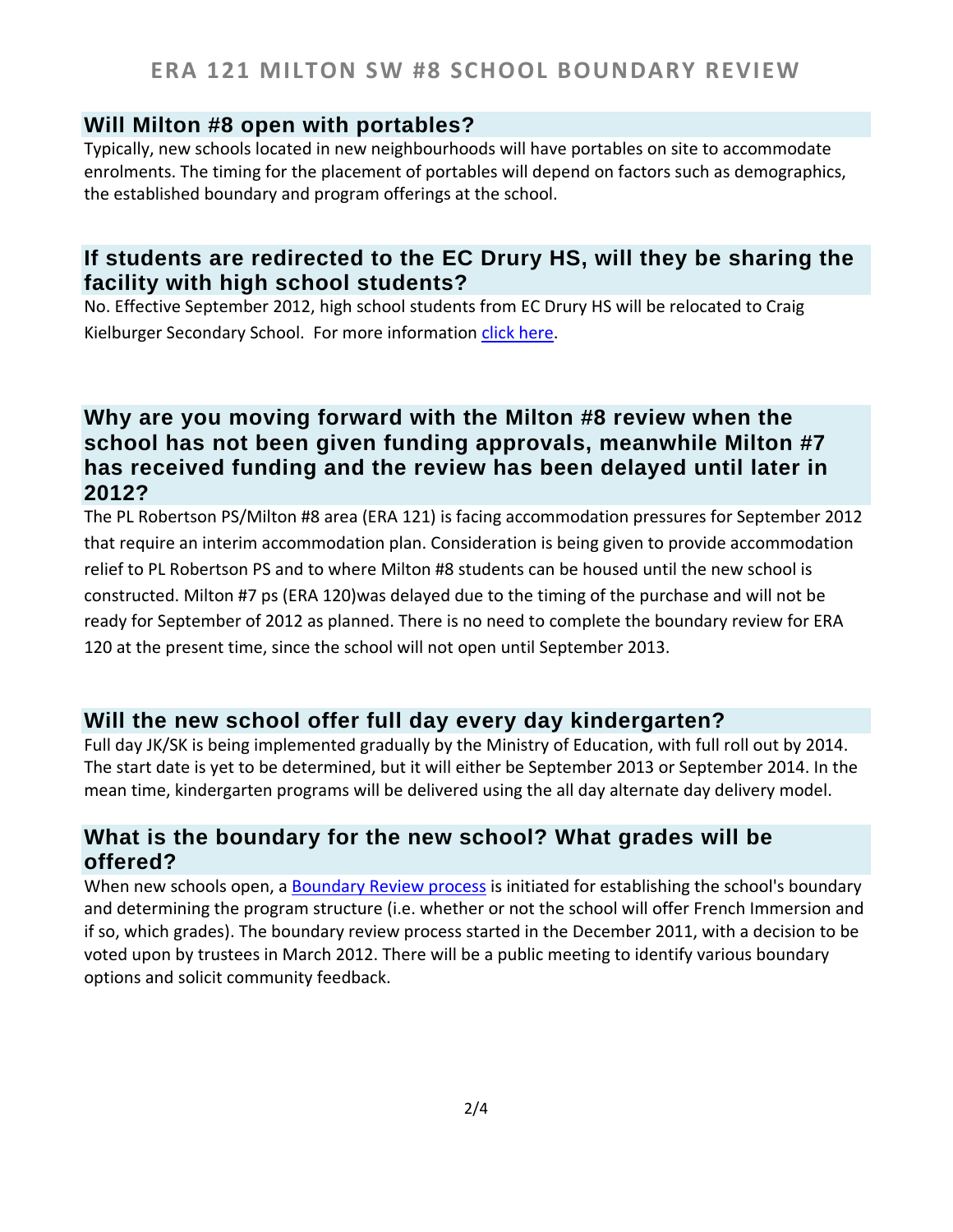## Will Milton #8 open with portables?

Typically, new schools located in new neighbourhoods will have portables on site to accommodate enrolments. The timing for the placement of portables will depend on factors such as demographics, the established boundary and program offerings at the school.

## If students are redirected to the EC Drury HS, will they be sharing the facility with high school students?

No. Effective September 2012, high school students from EC Drury HS will be relocated to Craig Kielburger Secondary School. For more information [click here](#).

## Why are you moving forward with the Milton #8 review when the school has not been given funding approvals, meanwhile Milton #7 has received funding and the review has been delayed until later in 2012?

The PL Robertson PS/Milton #8 area (ERA 121) is facing accommodation pressures for September 2012 that require an interim accommodation plan. Consideration is being given to provide accommodation relief to PL Robertson PS and to where Milton #8 students can be housed until the new school is constructed. Milton #7 ps (ERA 120)was delayed due to the timing of the purchase and will not be ready for September of 2012 as planned. There is no need to complete the boundary review for ERA 120 at the present time, since the school will not open until September 2013.

## Will the new school offer full day every day kindergarten?

Full day JK/SK is being implemented gradually by the Ministry of Education, with full roll out by 2014. The start date is yet to be determined, but it will either be September 2013 or September 2014. In the mean time, kindergarten programs will be delivered using the all day alternate day delivery model.

## What is the boundary for the new school? What grades will be offered?

When new schools open, a [Boundary Review process](#) is initiated for establishing the school's boundary and determining the program structure (i.e. whether or not the school will offer French Immersion and if so, which grades). The boundary review process started in the December 2011, with a decision to be voted upon by trustees in March 2012. There will be a public meeting to identify various boundary options and solicit community feedback.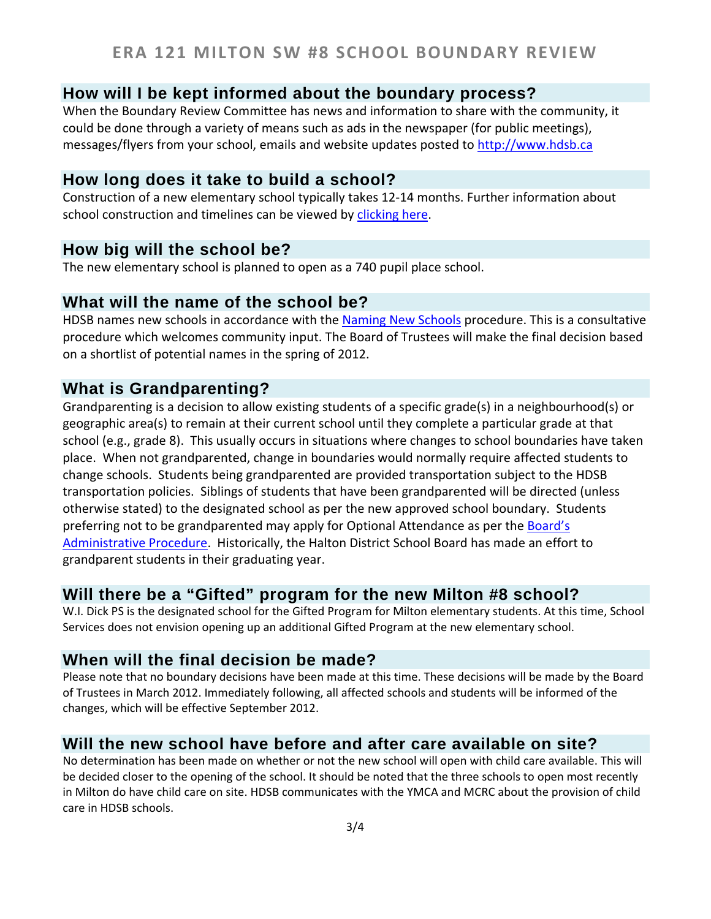## How will I be kept informed about the boundary process?

When the Boundary Review Committee has news and information to share with the community, it could be done through a variety of means such as ads in the newspaper (for public meetings), messages/flyers from your school, emails and website updates posted to http://www.hdsb.ca

## How long does it take to build a school?

Construction of a new elementary school typically takes 12-14 months. Further information about school construction and timelines can be viewed by clicking here.

## How big will the school be?

The new elementary school is planned to open as a 740 pupil place school.

## What will the name of the school be?

HDSB names new schools in accordance with the Naming New Schools procedure. This is a consultative procedure which welcomes community input. The Board of Trustees will make the final decision based on a shortlist of potential names in the spring of 2012.

## What is Grandparenting?

Grandparenting is a decision to allow existing students of a specific grade(s) in a neighbourhood(s) or geographic area(s) to remain at their current school until they complete a particular grade at that school (e.g., grade 8). This usually occurs in situations where changes to school boundaries have taken place. When not grandparented, change in boundaries would normally require affected students to change schools. Students being grandparented are provided transportation subject to the HDSB transportation policies. Siblings of students that have been grandparented will be directed (unless otherwise stated) to the designated school as per the new approved school boundary. Students preferring not to be grandparented may apply for Optional Attendance as per the Board's Administrative Procedure. Historically, the Halton District School Board has made an effort to grandparent students in their graduating year.

## Will there be a "Gifted" program for the new Milton #8 school?

W.I. Dick PS is the designated school for the Gifted Program for Milton elementary students. At this time, School Services does not envision opening up an additional Gifted Program at the new elementary school.

## When will the final decision be made?

Please note that no boundary decisions have been made at this time. These decisions will be made by the Board of Trustees in March 2012. Immediately following, all affected schools and students will be informed of the changes, which will be effective September 2012.

## Will the new school have before and after care available on site?

No determination has been made on whether or not the new school will open with child care available. This will be decided closer to the opening of the school. It should be noted that the three schools to open most recently in Milton do have child care on site. HDSB communicates with the YMCA and MCRC about the provision of child care in HDSB schools.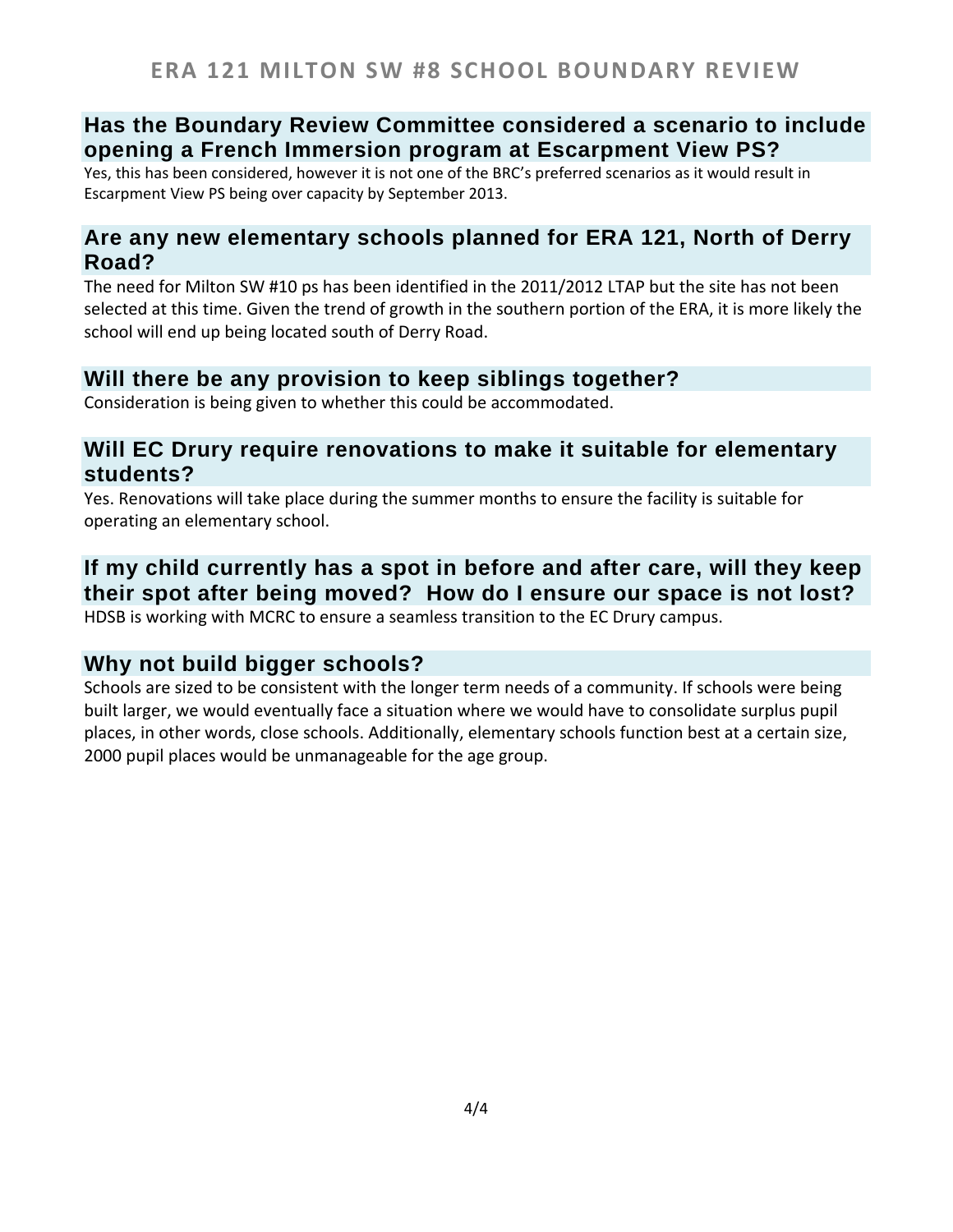## Has the Boundary Review Committee considered a scenario to include opening a French Immersion program at Escarpment View PS?

Yes, this has been considered, however it is not one of the BRC's preferred scenarios as it would result in Escarpment View PS being over capacity by September 2013.

## Are any new elementary schools planned for ERA 121, North of Derry Road?

The need for Milton SW #10 ps has been identified in the 2011/2012 LTAP but the site has not been selected at this time. Given the trend of growth in the southern portion of the ERA, it is more likely the school will end up being located south of Derry Road.

## Will there be any provision to keep siblings together?

Consideration is being given to whether this could be accommodated.

## Will EC Drury require renovations to make it suitable for elementary students?

Yes. Renovations will take place during the summer months to ensure the facility is suitable for operating an elementary school.

## If my child currently has a spot in before and after care, will they keep their spot after being moved? How do I ensure our space is not lost?

HDSB is working with MCRC to ensure a seamless transition to the EC Drury campus.

## Why not build bigger schools?

Schools are sized to be consistent with the longer term needs of a community. If schools were being built larger, we would eventually face a situation where we would have to consolidate surplus pupil places, in other words, close schools. Additionally, elementary schools function best at a certain size, 2000 pupil places would be unmanageable for the age group.